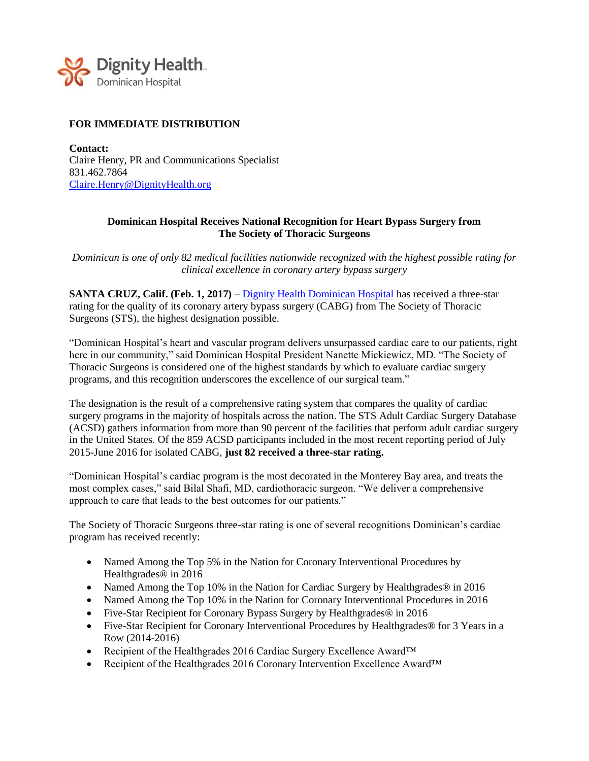Dignity Health
Dominican Hospital

**FOR IMMEDIATE DISTRIBUTION**

**Contact:**
Claire Henry, PR and Communications Specialist
831.462.7864
Claire.Henry@DignityHealth.org

## Dominican Hospital Receives National Recognition for Heart Bypass Surgery from The Society of Thoracic Surgeons

*Dominican is one of only 82 medical facilities nationwide recognized with the highest possible rating for clinical excellence in coronary artery bypass surgery*

**SANTA CRUZ, Calif. (Feb. 1, 2017)** – Dignity Health Dominican Hospital has received a three-star rating for the quality of its coronary artery bypass surgery (CABG) from The Society of Thoracic Surgeons (STS), the highest designation possible.

"Dominican Hospital's heart and vascular program delivers unsurpassed cardiac care to our patients, right here in our community," said Dominican Hospital President Nanette Mickiewicz, MD. "The Society of Thoracic Surgeons is considered one of the highest standards by which to evaluate cardiac surgery programs, and this recognition underscores the excellence of our surgical team."

The designation is the result of a comprehensive rating system that compares the quality of cardiac surgery programs in the majority of hospitals across the nation. The STS Adult Cardiac Surgery Database (ACSD) gathers information from more than 90 percent of the facilities that perform adult cardiac surgery in the United States. Of the 859 ACSD participants included in the most recent reporting period of July 2015-June 2016 for isolated CABG, **just 82 received a three-star rating.**

"Dominican Hospital's cardiac program is the most decorated in the Monterey Bay area, and treats the most complex cases," said Bilal Shafi, MD, cardiothoracic surgeon. "We deliver a comprehensive approach to care that leads to the best outcomes for our patients."

The Society of Thoracic Surgeons three-star rating is one of several recognitions Dominican's cardiac program has received recently:

- Named Among the Top 5% in the Nation for Coronary Interventional Procedures by Healthgrades® in 2016
- Named Among the Top 10% in the Nation for Cardiac Surgery by Healthgrades® in 2016
- Named Among the Top 10% in the Nation for Coronary Interventional Procedures in 2016
- Five-Star Recipient for Coronary Bypass Surgery by Healthgrades® in 2016
- Five-Star Recipient for Coronary Interventional Procedures by Healthgrades® for 3 Years in a Row (2014-2016)
- Recipient of the Healthgrades 2016 Cardiac Surgery Excellence Award™
- Recipient of the Healthgrades 2016 Coronary Intervention Excellence Award™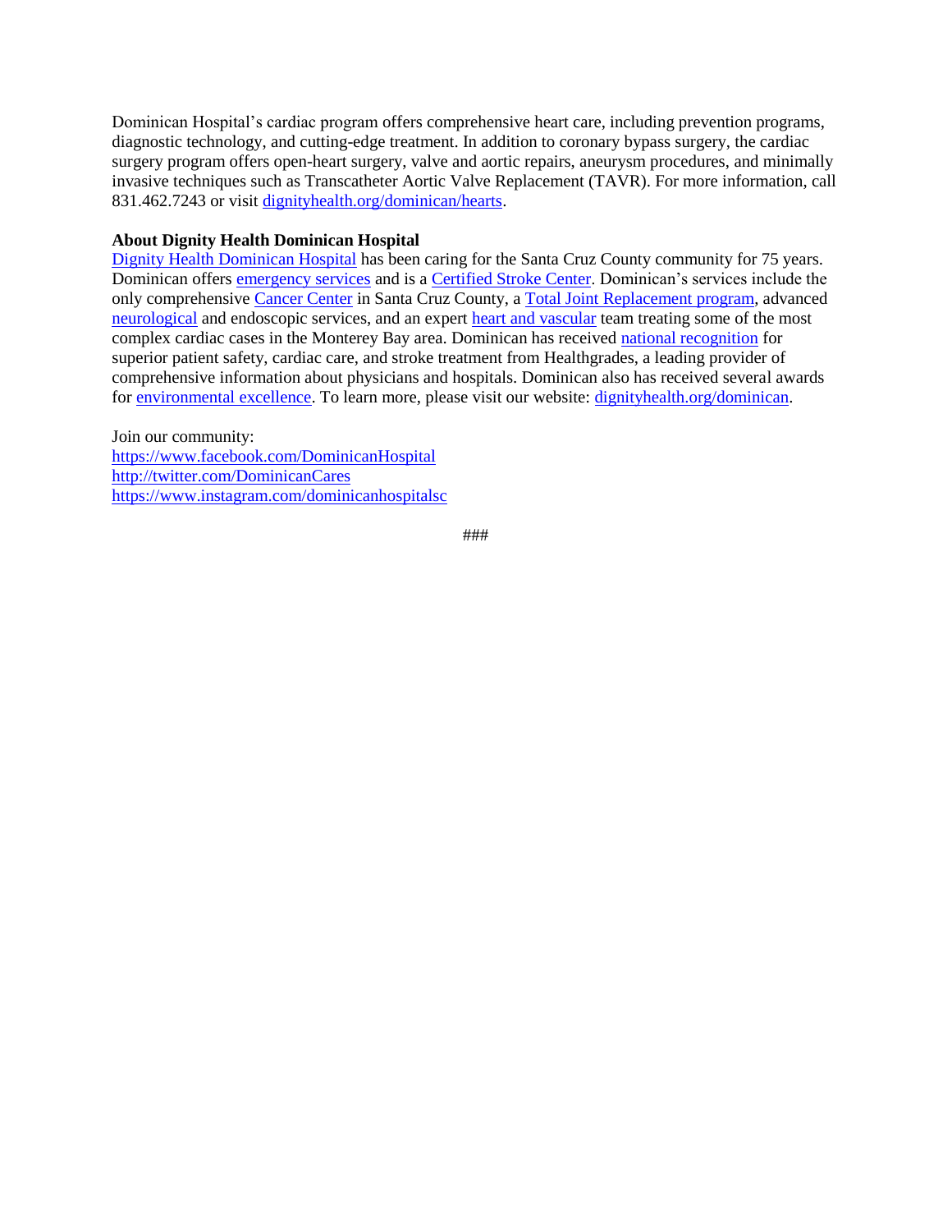Dominican Hospital's cardiac program offers comprehensive heart care, including prevention programs, diagnostic technology, and cutting-edge treatment. In addition to coronary bypass surgery, the cardiac surgery program offers open-heart surgery, valve and aortic repairs, aneurysm procedures, and minimally invasive techniques such as Transcatheter Aortic Valve Replacement (TAVR). For more information, call 831.462.7243 or visit dignityhealth.org/dominican/hearts.

**About Dignity Health Dominican Hospital**

Dignity Health Dominican Hospital has been caring for the Santa Cruz County community for 75 years. Dominican offers emergency services and is a Certified Stroke Center. Dominican's services include the only comprehensive Cancer Center in Santa Cruz County, a Total Joint Replacement program, advanced neurological and endoscopic services, and an expert heart and vascular team treating some of the most complex cardiac cases in the Monterey Bay area. Dominican has received national recognition for superior patient safety, cardiac care, and stroke treatment from Healthgrades, a leading provider of comprehensive information about physicians and hospitals. Dominican also has received several awards for environmental excellence. To learn more, please visit our website: dignityhealth.org/dominican.

Join our community:
https://www.facebook.com/DominicanHospital
http://twitter.com/DominicanCares
https://www.instagram.com/dominicanhospitalsc

###